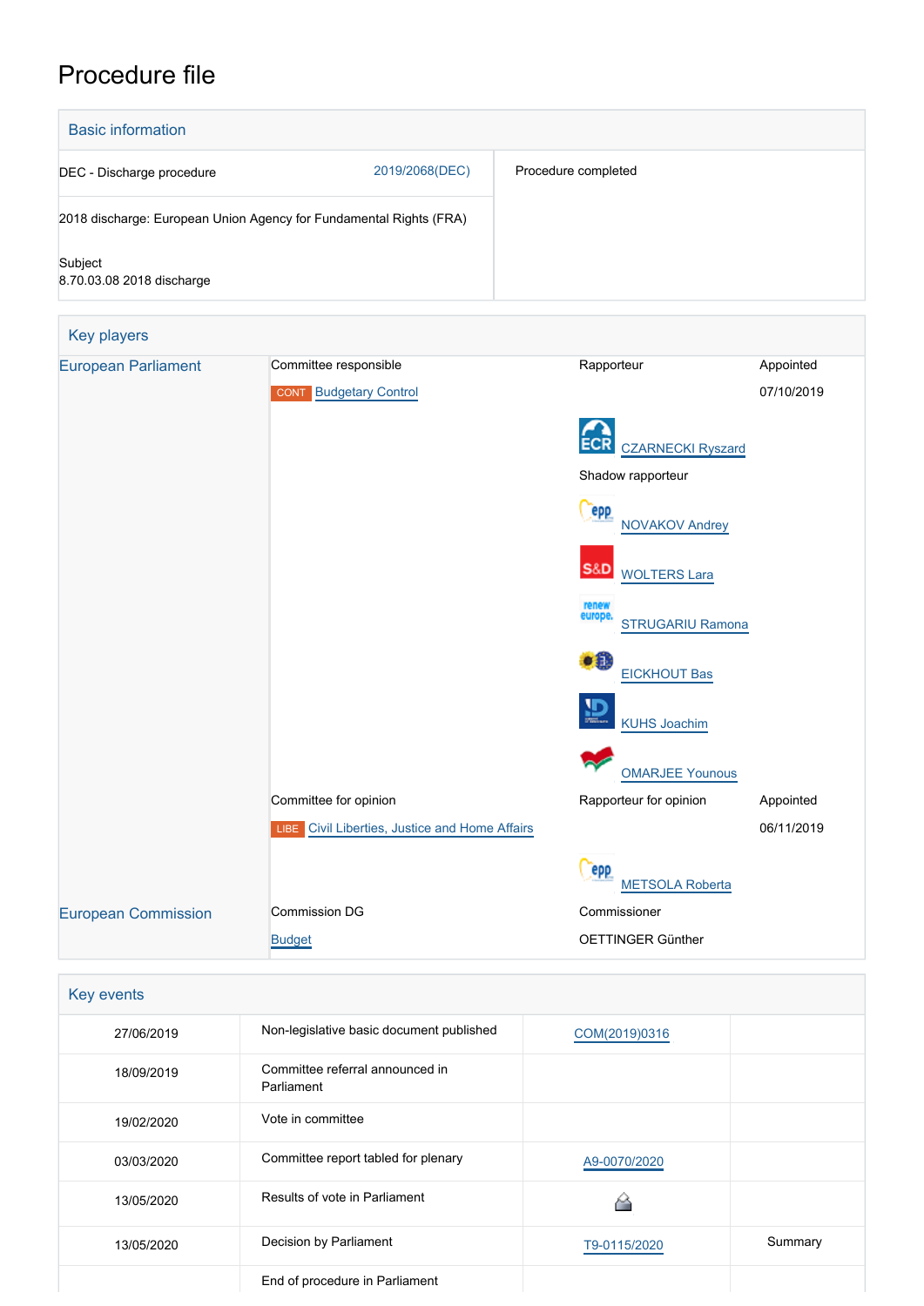# Procedure file

## Basic information

| | |
|---|---|
| DEC - Discharge procedure 2019/2068(DEC) | Procedure completed |
| 2018 discharge: European Union Agency for Fundamental Rights (FRA) | |
| Subject<br>8.70.03.08 2018 discharge | |

## Key players

| | | | |
|---|---|---|---|
| European Parliament | Committee responsible | Rapporteur | Appointed |
| | CONT Budgetary Control | | 07/10/2019 |
| | | CZARNECKI Ryszard | |
| | | Shadow rapporteur | |
| | | NOVAKOV Andrey | |
| | | WOLTERS Lara | |
| | | STRUGARIU Ramona | |
| | | EICKHOUT Bas | |
| | | KUHS Joachim | |
| | | OMARJEE Younous | |
| | Committee for opinion | Rapporteur for opinion | Appointed |
| | LIBE Civil Liberties, Justice and Home Affairs | | 06/11/2019 |
| | | METSOLA Roberta | |
| European Commission | Commission DG | Commissioner | |
| | Budget | OETTINGER Günther | |

## Key events

| | | | |
|---|---|---|---|
| 27/06/2019 | Non-legislative basic document published | COM(2019)0316 | |
| 18/09/2019 | Committee referral announced in Parliament | | |
| 19/02/2020 | Vote in committee | | |
| 03/03/2020 | Committee report tabled for plenary | A9-0070/2020 | |
| 13/05/2020 | Results of vote in Parliament | | |
| 13/05/2020 | Decision by Parliament | T9-0115/2020 | Summary |
| | End of procedure in Parliament | | |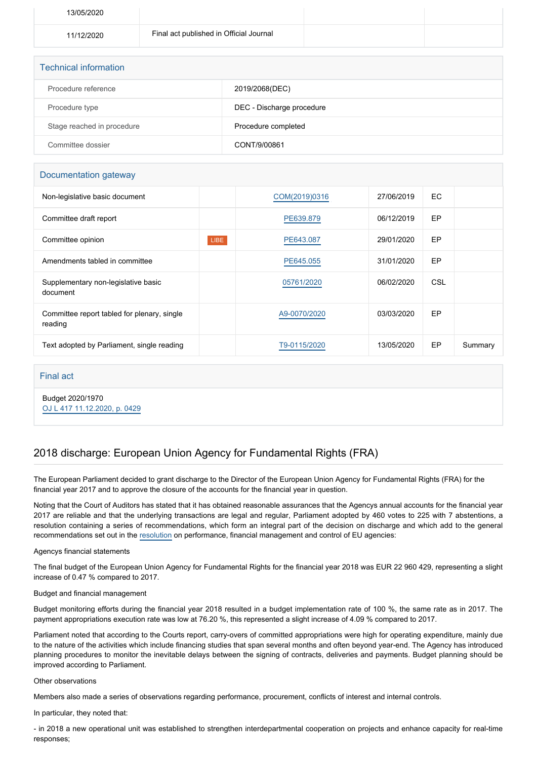| | | | |
|---|---|---|---|
| 13/05/2020 | | | |
| 11/12/2020 | Final act published in Official Journal | | |

## Technical information

| | |
|---|---|
| Procedure reference | 2019/2068(DEC) |
| Procedure type | DEC - Discharge procedure |
| Stage reached in procedure | Procedure completed |
| Committee dossier | CONT/9/00861 |

## Documentation gateway

| | | | | | |
|---|---|---|---|---|---|
| Non-legislative basic document | | COM(2019)0316 | 27/06/2019 | EC | |
| Committee draft report | | PE639.879 | 06/12/2019 | EP | |
| Committee opinion | LIBE | PE643.087 | 29/01/2020 | EP | |
| Amendments tabled in committee | | PE645.055 | 31/01/2020 | EP | |
| Supplementary non-legislative basic document | | 05761/2020 | 06/02/2020 | CSL | |
| Committee report tabled for plenary, single reading | | A9-0070/2020 | 03/03/2020 | EP | |
| Text adopted by Parliament, single reading | | T9-0115/2020 | 13/05/2020 | EP | Summary |

## Final act

Budget 2020/1970
OJ L 417 11.12.2020, p. 0429

## 2018 discharge: European Union Agency for Fundamental Rights (FRA)

The European Parliament decided to grant discharge to the Director of the European Union Agency for Fundamental Rights (FRA) for the financial year 2017 and to approve the closure of the accounts for the financial year in question.

Noting that the Court of Auditors has stated that it has obtained reasonable assurances that the Agencys annual accounts for the financial year 2017 are reliable and that the underlying transactions are legal and regular, Parliament adopted by 460 votes to 225 with 7 abstentions, a resolution containing a series of recommendations, which form an integral part of the decision on discharge and which add to the general recommendations set out in the resolution on performance, financial management and control of EU agencies:

Agencys financial statements

The final budget of the European Union Agency for Fundamental Rights for the financial year 2018 was EUR 22 960 429, representing a slight increase of 0.47 % compared to 2017.

Budget and financial management

Budget monitoring efforts during the financial year 2018 resulted in a budget implementation rate of 100 %, the same rate as in 2017. The payment appropriations execution rate was low at 76.20 %, this represented a slight increase of 4.09 % compared to 2017.

Parliament noted that according to the Courts report, carry-overs of committed appropriations were high for operating expenditure, mainly due to the nature of the activities which include financing studies that span several months and often beyond year-end. The Agency has introduced planning procedures to monitor the inevitable delays between the signing of contracts, deliveries and payments. Budget planning should be improved according to Parliament.

Other observations

Members also made a series of observations regarding performance, procurement, conflicts of interest and internal controls.

In particular, they noted that:

- in 2018 a new operational unit was established to strengthen interdepartmental cooperation on projects and enhance capacity for real-time responses;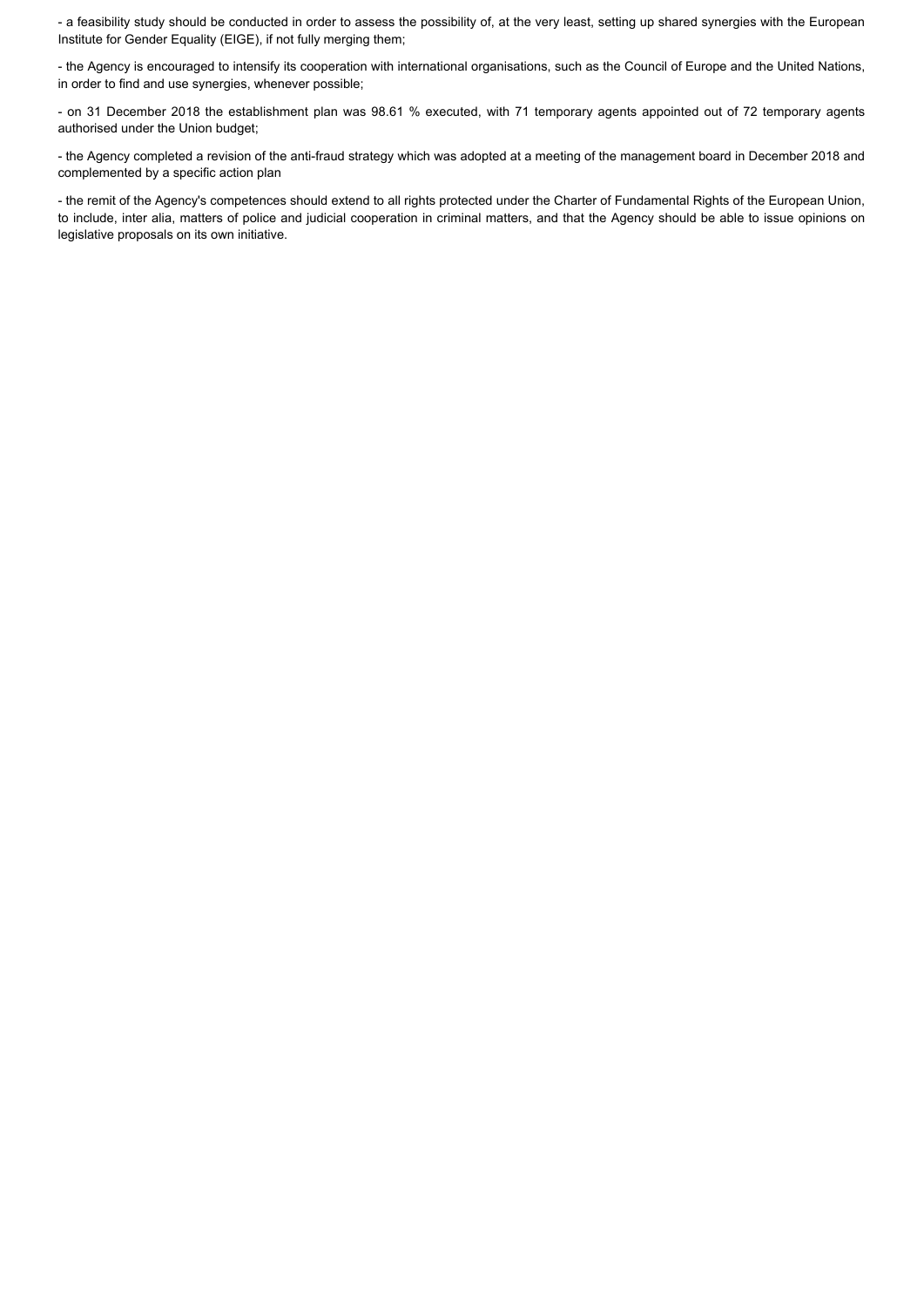- a feasibility study should be conducted in order to assess the possibility of, at the very least, setting up shared synergies with the European Institute for Gender Equality (EIGE), if not fully merging them;

- the Agency is encouraged to intensify its cooperation with international organisations, such as the Council of Europe and the United Nations, in order to find and use synergies, whenever possible;

- on 31 December 2018 the establishment plan was 98.61 % executed, with 71 temporary agents appointed out of 72 temporary agents authorised under the Union budget;

- the Agency completed a revision of the anti-fraud strategy which was adopted at a meeting of the management board in December 2018 and complemented by a specific action plan

- the remit of the Agency's competences should extend to all rights protected under the Charter of Fundamental Rights of the European Union, to include, inter alia, matters of police and judicial cooperation in criminal matters, and that the Agency should be able to issue opinions on legislative proposals on its own initiative.